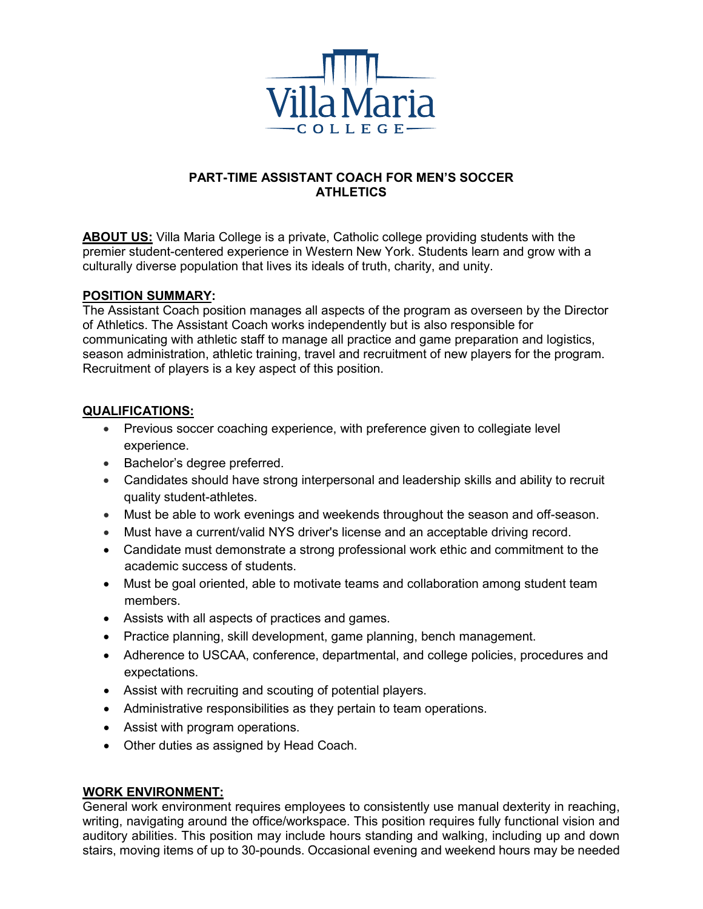Villa Maria
COLLEGE

# PART-TIME ASSISTANT COACH FOR MEN'S SOCCER
## ATHLETICS

**ABOUT US:** Villa Maria College is a private, Catholic college providing students with the premier student-centered experience in Western New York. Students learn and grow with a culturally diverse population that lives its ideals of truth, charity, and unity.

**POSITION SUMMARY:**
The Assistant Coach position manages all aspects of the program as overseen by the Director of Athletics. The Assistant Coach works independently but is also responsible for communicating with athletic staff to manage all practice and game preparation and logistics, season administration, athletic training, travel and recruitment of new players for the program. Recruitment of players is a key aspect of this position.

**QUALIFICATIONS:**

- Previous soccer coaching experience, with preference given to collegiate level experience.
- Bachelor's degree preferred.
- Candidates should have strong interpersonal and leadership skills and ability to recruit quality student-athletes.
- Must be able to work evenings and weekends throughout the season and off-season.
- Must have a current/valid NYS driver's license and an acceptable driving record.
- Candidate must demonstrate a strong professional work ethic and commitment to the academic success of students.
- Must be goal oriented, able to motivate teams and collaboration among student team members.
- Assists with all aspects of practices and games.
- Practice planning, skill development, game planning, bench management.
- Adherence to USCAA, conference, departmental, and college policies, procedures and expectations.
- Assist with recruiting and scouting of potential players.
- Administrative responsibilities as they pertain to team operations.
- Assist with program operations.
- Other duties as assigned by Head Coach.

**WORK ENVIRONMENT:**
General work environment requires employees to consistently use manual dexterity in reaching, writing, navigating around the office/workspace. This position requires fully functional vision and auditory abilities. This position may include hours standing and walking, including up and down stairs, moving items of up to 30-pounds. Occasional evening and weekend hours may be needed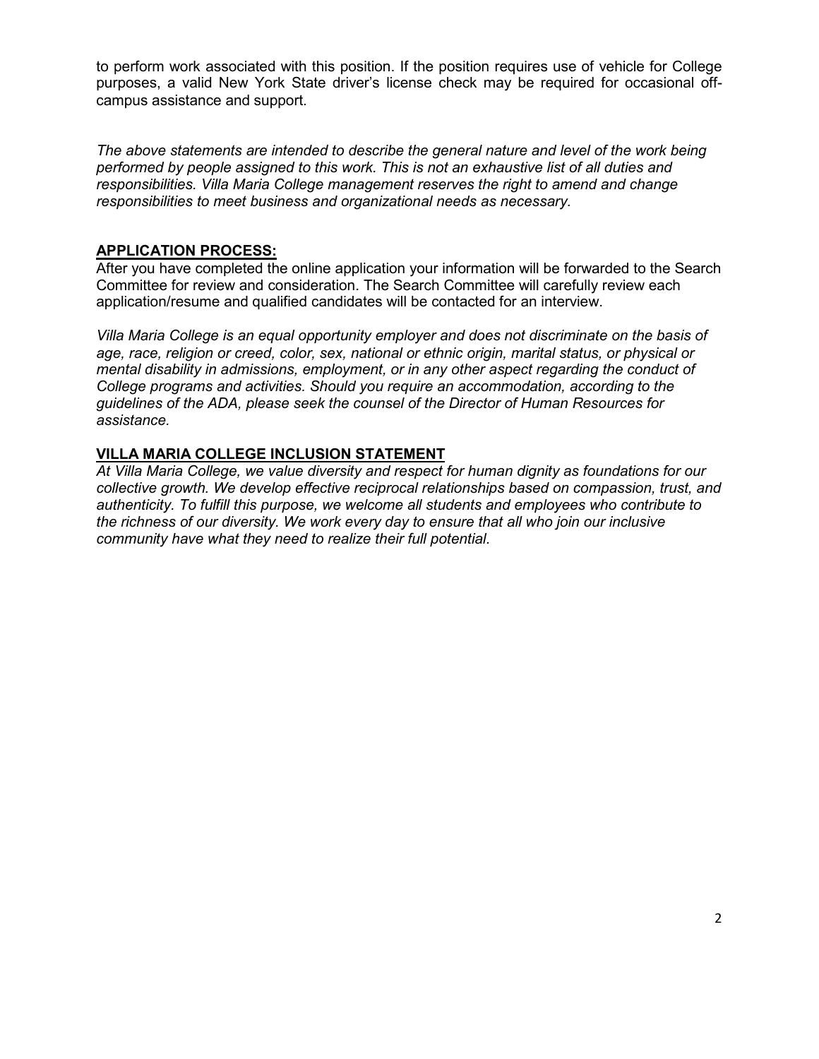to perform work associated with this position. If the position requires use of vehicle for College purposes, a valid New York State driver's license check may be required for occasional off-campus assistance and support.

*The above statements are intended to describe the general nature and level of the work being performed by people assigned to this work. This is not an exhaustive list of all duties and responsibilities. Villa Maria College management reserves the right to amend and change responsibilities to meet business and organizational needs as necessary.*

## APPLICATION PROCESS:

After you have completed the online application your information will be forwarded to the Search Committee for review and consideration. The Search Committee will carefully review each application/resume and qualified candidates will be contacted for an interview.

*Villa Maria College is an equal opportunity employer and does not discriminate on the basis of age, race, religion or creed, color, sex, national or ethnic origin, marital status, or physical or mental disability in admissions, employment, or in any other aspect regarding the conduct of College programs and activities. Should you require an accommodation, according to the guidelines of the ADA, please seek the counsel of the Director of Human Resources for assistance.*

## VILLA MARIA COLLEGE INCLUSION STATEMENT

*At Villa Maria College, we value diversity and respect for human dignity as foundations for our collective growth. We develop effective reciprocal relationships based on compassion, trust, and authenticity. To fulfill this purpose, we welcome all students and employees who contribute to the richness of our diversity. We work every day to ensure that all who join our inclusive community have what they need to realize their full potential.*